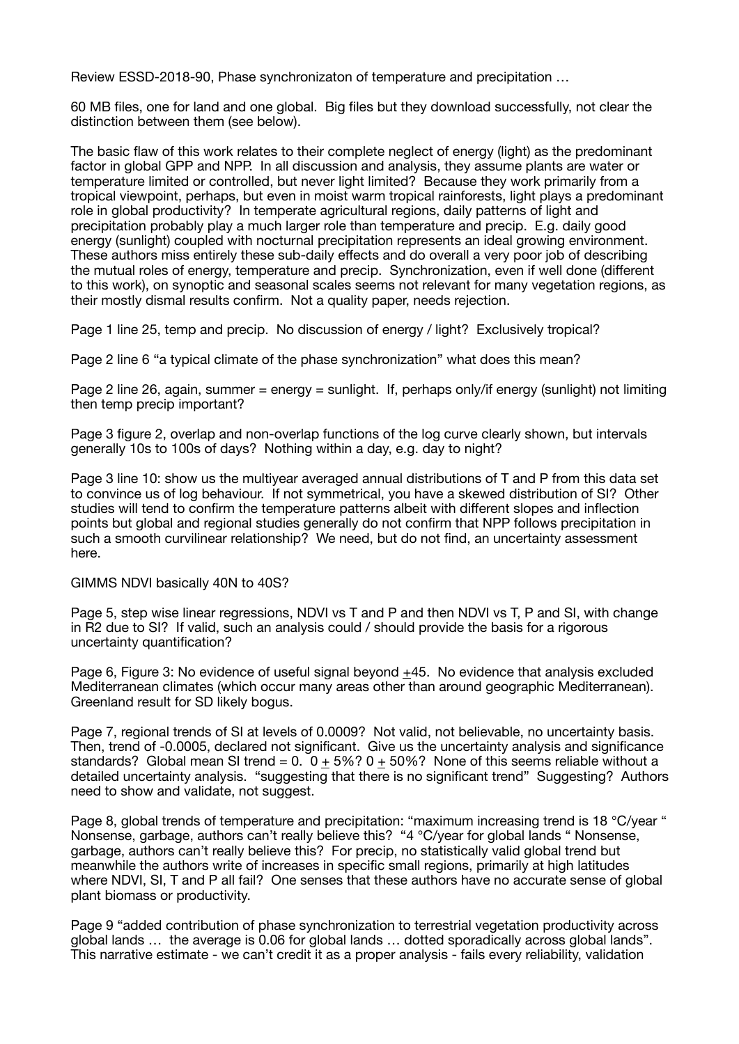Review ESSD-2018-90, Phase synchronizaton of temperature and precipitation …

60 MB files, one for land and one global. Big files but they download successfully, not clear the distinction between them (see below).

The basic flaw of this work relates to their complete neglect of energy (light) as the predominant factor in global GPP and NPP. In all discussion and analysis, they assume plants are water or temperature limited or controlled, but never light limited? Because they work primarily from a tropical viewpoint, perhaps, but even in moist warm tropical rainforests, light plays a predominant role in global productivity? In temperate agricultural regions, daily patterns of light and precipitation probably play a much larger role than temperature and precip. E.g. daily good energy (sunlight) coupled with nocturnal precipitation represents an ideal growing environment. These authors miss entirely these sub-daily effects and do overall a very poor job of describing the mutual roles of energy, temperature and precip. Synchronization, even if well done (different to this work), on synoptic and seasonal scales seems not relevant for many vegetation regions, as their mostly dismal results confirm. Not a quality paper, needs rejection.

Page 1 line 25, temp and precip. No discussion of energy / light? Exclusively tropical?

Page 2 line 6 "a typical climate of the phase synchronization" what does this mean?

Page 2 line 26, again, summer = energy = sunlight. If, perhaps only/if energy (sunlight) not limiting then temp precip important?

Page 3 figure 2, overlap and non-overlap functions of the log curve clearly shown, but intervals generally 10s to 100s of days? Nothing within a day, e.g. day to night?

Page 3 line 10: show us the multiyear averaged annual distributions of T and P from this data set to convince us of log behaviour. If not symmetrical, you have a skewed distribution of SI? Other studies will tend to confirm the temperature patterns albeit with different slopes and inflection points but global and regional studies generally do not confirm that NPP follows precipitation in such a smooth curvilinear relationship? We need, but do not find, an uncertainty assessment here.

GIMMS NDVI basically 40N to 40S?

Page 5, step wise linear regressions, NDVI vs T and P and then NDVI vs T, P and SI, with change in R2 due to SI? If valid, such an analysis could / should provide the basis for a rigorous uncertainty quantification?

Page 6, Figure 3: No evidence of useful signal beyond ±45. No evidence that analysis excluded Mediterranean climates (which occur many areas other than around geographic Mediterranean). Greenland result for SD likely bogus.

Page 7, regional trends of SI at levels of 0.0009? Not valid, not believable, no uncertainty basis. Then, trend of -0.0005, declared not significant. Give us the uncertainty analysis and significance standards? Global mean SI trend = 0. 0 ± 5%? 0 ± 50%? None of this seems reliable without a detailed uncertainty analysis. "suggesting that there is no significant trend" Suggesting? Authors need to show and validate, not suggest.

Page 8, global trends of temperature and precipitation: "maximum increasing trend is 18 °C/year " Nonsense, garbage, authors can't really believe this? "4 °C/year for global lands " Nonsense, garbage, authors can't really believe this? For precip, no statistically valid global trend but meanwhile the authors write of increases in specific small regions, primarily at high latitudes where NDVI, SI, T and P all fail? One senses that these authors have no accurate sense of global plant biomass or productivity.

Page 9 "added contribution of phase synchronization to terrestrial vegetation productivity across global lands … the average is 0.06 for global lands … dotted sporadically across global lands". This narrative estimate - we can't credit it as a proper analysis - fails every reliability, validation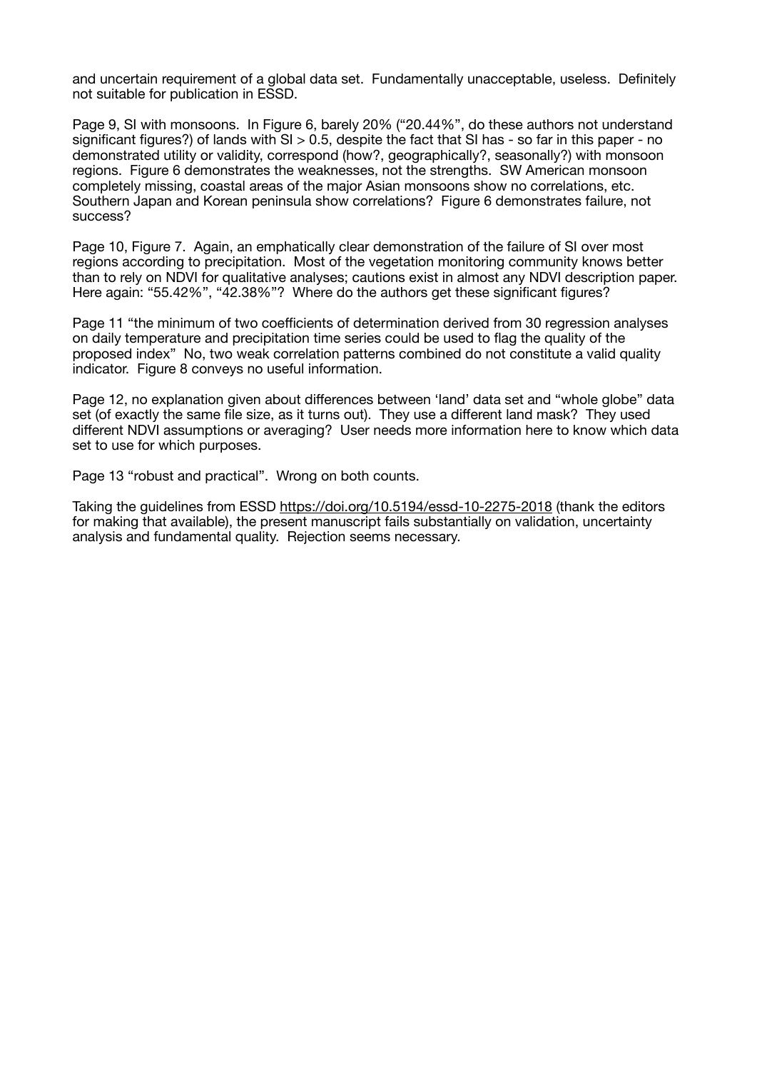and uncertain requirement of a global data set. Fundamentally unacceptable, useless. Definitely not suitable for publication in ESSD.

Page 9, SI with monsoons. In Figure 6, barely 20% ("20.44%", do these authors not understand significant figures?) of lands with SI > 0.5, despite the fact that SI has - so far in this paper - no demonstrated utility or validity, correspond (how?, geographically?, seasonally?) with monsoon regions. Figure 6 demonstrates the weaknesses, not the strengths. SW American monsoon completely missing, coastal areas of the major Asian monsoons show no correlations, etc. Southern Japan and Korean peninsula show correlations? Figure 6 demonstrates failure, not success?

Page 10, Figure 7. Again, an emphatically clear demonstration of the failure of SI over most regions according to precipitation. Most of the vegetation monitoring community knows better than to rely on NDVI for qualitative analyses; cautions exist in almost any NDVI description paper. Here again: "55.42%", "42.38%"? Where do the authors get these significant figures?

Page 11 "the minimum of two coefficients of determination derived from 30 regression analyses on daily temperature and precipitation time series could be used to flag the quality of the proposed index" No, two weak correlation patterns combined do not constitute a valid quality indicator. Figure 8 conveys no useful information.

Page 12, no explanation given about differences between 'land' data set and "whole globe" data set (of exactly the same file size, as it turns out). They use a different land mask? They used different NDVI assumptions or averaging? User needs more information here to know which data set to use for which purposes.

Page 13 "robust and practical". Wrong on both counts.

Taking the guidelines from ESSD https://doi.org/10.5194/essd-10-2275-2018 (thank the editors for making that available), the present manuscript fails substantially on validation, uncertainty analysis and fundamental quality. Rejection seems necessary.